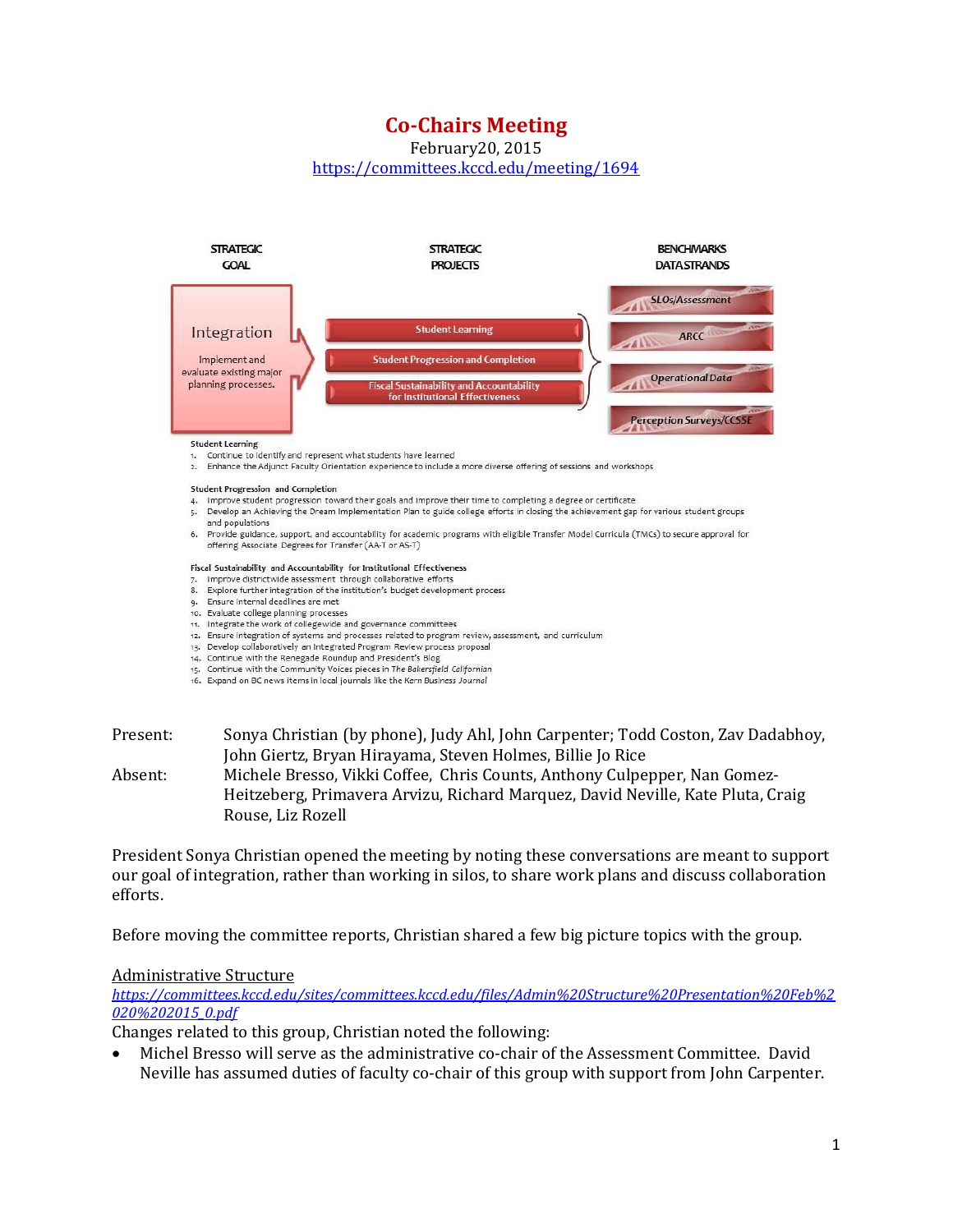# Co-Chairs Meeting

February20, 2015

https://committees.kccd.edu/meeting/1694

| STRATEGIC GOAL | STRATEGIC PROJECTS | BENCHMARKS DATASTRANDS |
|---|---|---|
| Integration<br>Implement and evaluate existing major planning processes. | Student Learning<br>Student Progression and Completion<br>Fiscal Sustainability and Accountability for Institutional Effectiveness | SLOs/Assessment<br>ARCC<br>Operational Data<br>Perception Surveys/CCSSE |

**Student Learning**

1. Continue to identify and represent what students have learned
2. Enhance the Adjunct Faculty Orientation experience to include a more diverse offering of sessions and workshops

**Student Progression and Completion**

4. Improve student progression toward their goals and improve their time to completing a degree or certificate
5. Develop an Achieving the Dream Implementation Plan to guide college efforts in closing the achievement gap for various student groups and populations
6. Provide guidance, support, and accountability for academic programs with eligible Transfer Model Curricula (TMCs) to secure approval for offering Associate Degrees for Transfer (AA-T or AS-T)

**Fiscal Sustainability and Accountability for Institutional Effectiveness**

7. Improve districtwide assessment through collaborative efforts
8. Explore further integration of the institution's budget development process
9. Ensure internal deadlines are met
10. Evaluate college planning processes
11. Integrate the work of collegewide and governance committees
12. Ensure integration of systems and processes related to program review, assessment, and curriculum
13. Develop collaboratively an Integrated Program Review process proposal
14. Continue with the Renegade Roundup and President's Blog
15. Continue with the Community Voices pieces in *The Bakersfield Californian*
16. Expand on BC news items in local journals like the *Kern Business Journal*

Present: Sonya Christian (by phone), Judy Ahl, John Carpenter; Todd Coston, Zav Dadabhoy, John Giertz, Bryan Hirayama, Steven Holmes, Billie Jo Rice

Absent: Michele Bresso, Vikki Coffee, Chris Counts, Anthony Culpepper, Nan Gomez-Heitzeberg, Primavera Arvizu, Richard Marquez, David Neville, Kate Pluta, Craig Rouse, Liz Rozell

President Sonya Christian opened the meeting by noting these conversations are meant to support our goal of integration, rather than working in silos, to share work plans and discuss collaboration efforts.

Before moving the committee reports, Christian shared a few big picture topics with the group.

<u>Administrative Structure</u>

*https://committees.kccd.edu/sites/committees.kccd.edu/files/Admin%20Structure%20Presentation%20Feb%2020%202015_0.pdf*

Changes related to this group, Christian noted the following:

- Michel Bresso will serve as the administrative co-chair of the Assessment Committee. David Neville has assumed duties of faculty co-chair of this group with support from John Carpenter.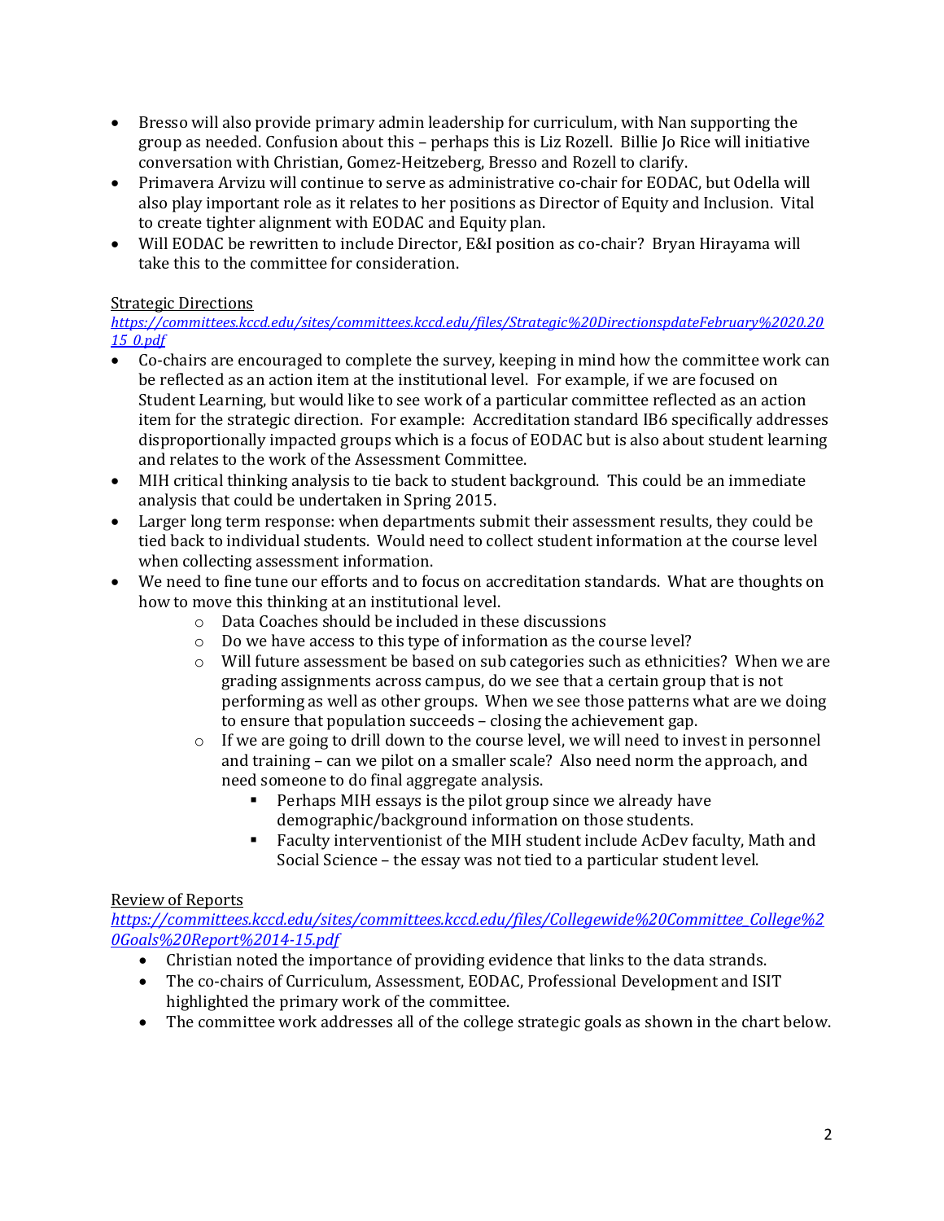- Bresso will also provide primary admin leadership for curriculum, with Nan supporting the group as needed. Confusion about this – perhaps this is Liz Rozell. Billie Jo Rice will initiative conversation with Christian, Gomez-Heitzeberg, Bresso and Rozell to clarify.
- Primavera Arvizu will continue to serve as administrative co-chair for EODAC, but Odella will also play important role as it relates to her positions as Director of Equity and Inclusion. Vital to create tighter alignment with EODAC and Equity plan.
- Will EODAC be rewritten to include Director, E&I position as co-chair? Bryan Hirayama will take this to the committee for consideration.

Strategic Directions
*https://committees.kccd.edu/sites/committees.kccd.edu/files/Strategic%20DirectionspdateFebruary%2020.2015_0.pdf*

- Co-chairs are encouraged to complete the survey, keeping in mind how the committee work can be reflected as an action item at the institutional level. For example, if we are focused on Student Learning, but would like to see work of a particular committee reflected as an action item for the strategic direction. For example: Accreditation standard IB6 specifically addresses disproportionally impacted groups which is a focus of EODAC but is also about student learning and relates to the work of the Assessment Committee.
- MIH critical thinking analysis to tie back to student background. This could be an immediate analysis that could be undertaken in Spring 2015.
- Larger long term response: when departments submit their assessment results, they could be tied back to individual students. Would need to collect student information at the course level when collecting assessment information.
- We need to fine tune our efforts and to focus on accreditation standards. What are thoughts on how to move this thinking at an institutional level.
    - Data Coaches should be included in these discussions
    - Do we have access to this type of information as the course level?
    - Will future assessment be based on sub categories such as ethnicities? When we are grading assignments across campus, do we see that a certain group that is not performing as well as other groups. When we see those patterns what are we doing to ensure that population succeeds – closing the achievement gap.
    - If we are going to drill down to the course level, we will need to invest in personnel and training – can we pilot on a smaller scale? Also need norm the approach, and need someone to do final aggregate analysis.
        - Perhaps MIH essays is the pilot group since we already have demographic/background information on those students.
        - Faculty interventionist of the MIH student include AcDev faculty, Math and Social Science – the essay was not tied to a particular student level.

Review of Reports
*https://committees.kccd.edu/sites/committees.kccd.edu/files/Collegewide%20Committee_College%20Goals%20Report%2014-15.pdf*

- Christian noted the importance of providing evidence that links to the data strands.
- The co-chairs of Curriculum, Assessment, EODAC, Professional Development and ISIT highlighted the primary work of the committee.
- The committee work addresses all of the college strategic goals as shown in the chart below.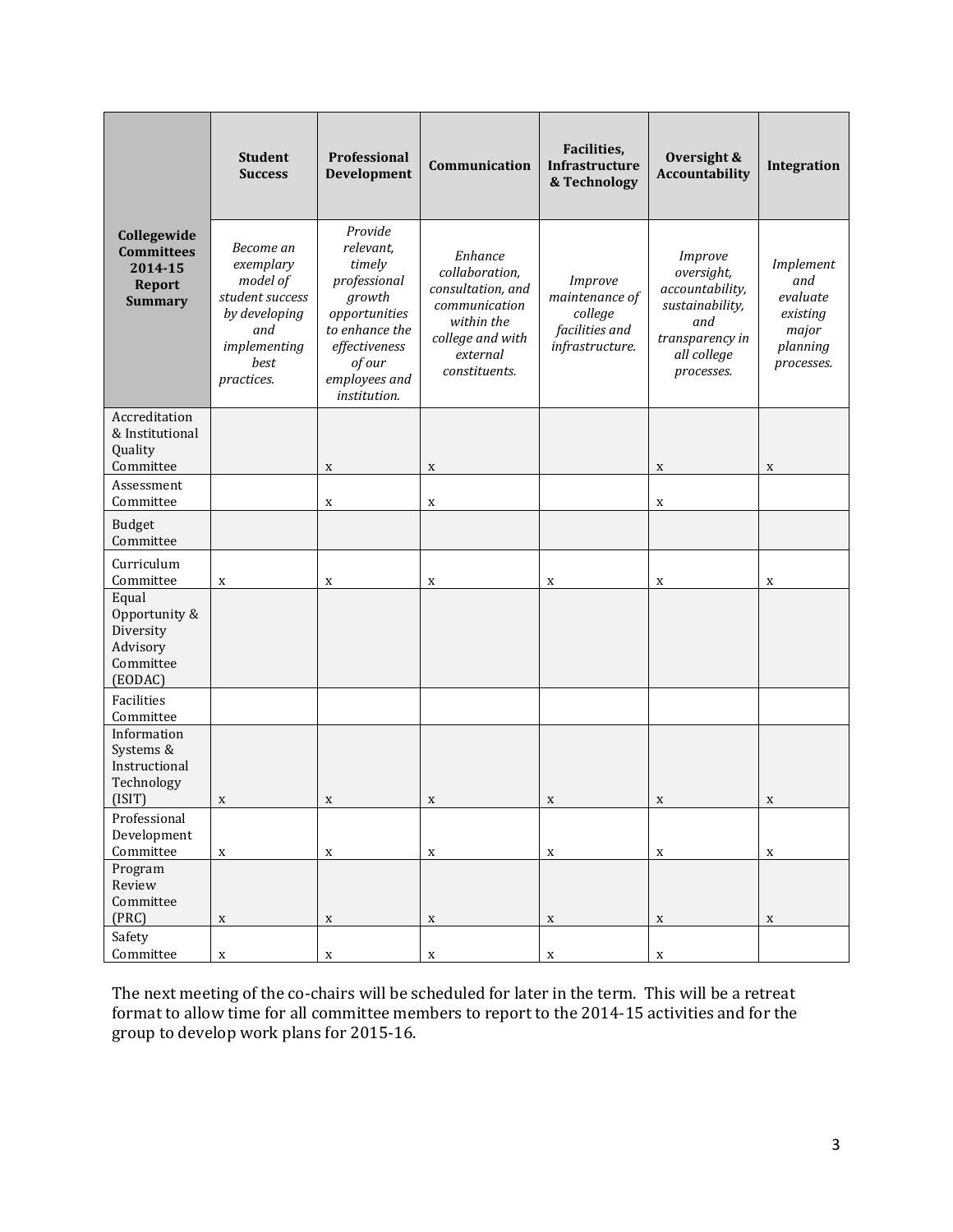| Collegewide Committees 2014-15 Report Summary | **Student Success** | **Professional Development** | **Communication** | **Facilities, Infrastructure & Technology** | **Oversight & Accountability** | **Integration** |
|---|---|---|---|---|---|---|
| | *Become an exemplary model of student success by developing and implementing best practices.* | *Provide relevant, timely professional growth opportunities to enhance the effectiveness of our employees and institution.* | *Enhance collaboration, consultation, and communication within the college and with external constituents.* | *Improve maintenance of college facilities and infrastructure.* | *Improve oversight, accountability, sustainability, and transparency in all college processes.* | *Implement and evaluate existing major planning processes.* |
| Accreditation & Institutional Quality Committee | | x | x | | x | x |
| Assessment Committee | | x | x | | x | |
| Budget Committee | | | | | | |
| Curriculum Committee | x | x | x | x | x | x |
| Equal Opportunity & Diversity Advisory Committee (EODAC) | | | | | | |
| Facilities Committee | | | | | | |
| Information Systems & Instructional Technology (ISIT) | x | x | x | x | x | x |
| Professional Development Committee | x | x | x | x | x | x |
| Program Review Committee (PRC) | x | x | x | x | x | x |
| Safety Committee | x | x | x | x | x | |

The next meeting of the co-chairs will be scheduled for later in the term. This will be a retreat format to allow time for all committee members to report to the 2014-15 activities and for the group to develop work plans for 2015-16.